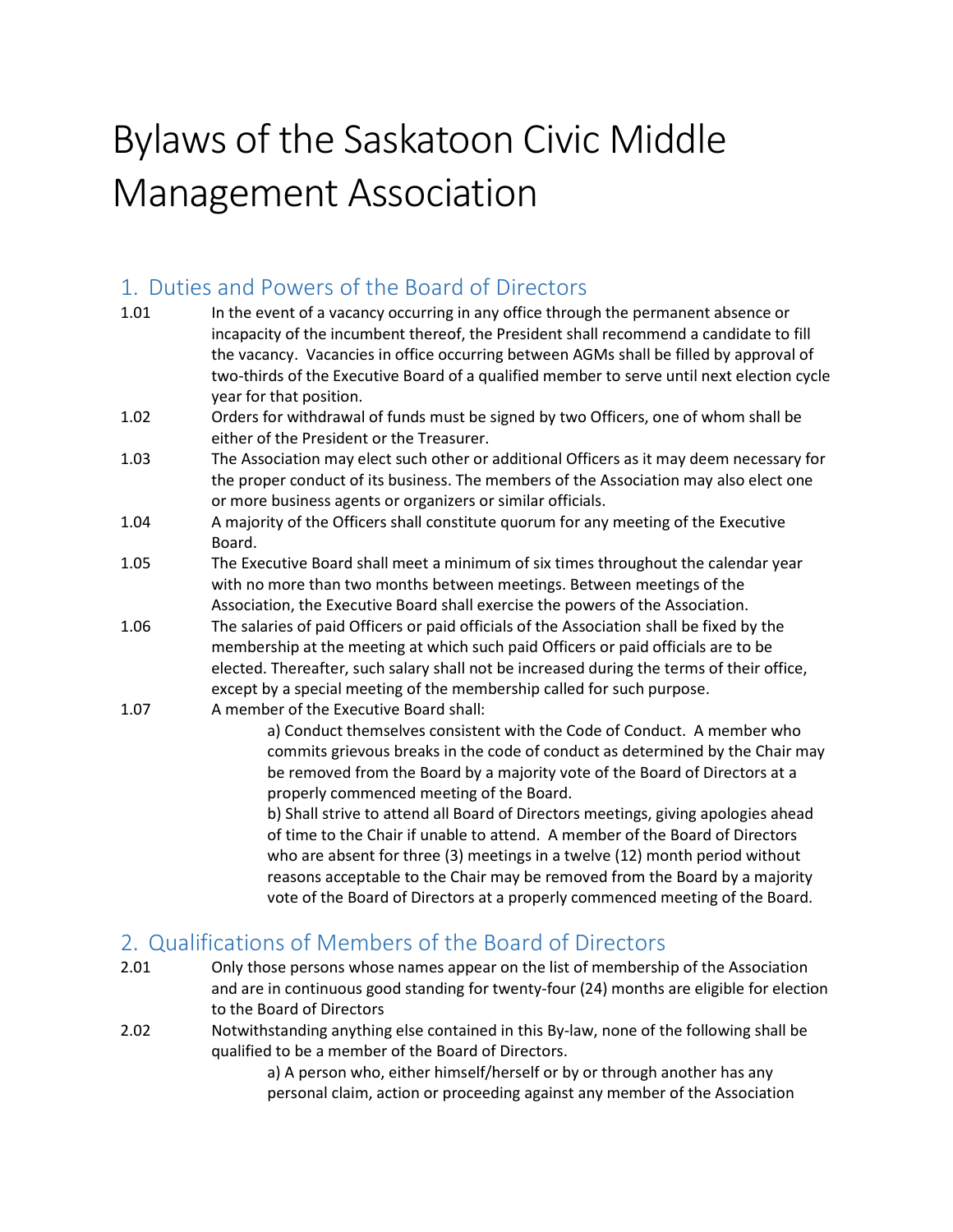# Bylaws of the Saskatoon Civic Middle Management Association

## 1. Duties and Powers of the Board of Directors

1.01 In the event of a vacancy occurring in any office through the permanent absence or incapacity of the incumbent thereof, the President shall recommend a candidate to fill the vacancy. Vacancies in office occurring between AGMs shall be filled by approval of two-thirds of the Executive Board of a qualified member to serve until next election cycle year for that position.

1.02 Orders for withdrawal of funds must be signed by two Officers, one of whom shall be either of the President or the Treasurer.

1.03 The Association may elect such other or additional Officers as it may deem necessary for the proper conduct of its business. The members of the Association may also elect one or more business agents or organizers or similar officials.

1.04 A majority of the Officers shall constitute quorum for any meeting of the Executive Board.

1.05 The Executive Board shall meet a minimum of six times throughout the calendar year with no more than two months between meetings. Between meetings of the Association, the Executive Board shall exercise the powers of the Association.

1.06 The salaries of paid Officers or paid officials of the Association shall be fixed by the membership at the meeting at which such paid Officers or paid officials are to be elected. Thereafter, such salary shall not be increased during the terms of their office, except by a special meeting of the membership called for such purpose.

1.07 A member of the Executive Board shall:

a) Conduct themselves consistent with the Code of Conduct. A member who commits grievous breaks in the code of conduct as determined by the Chair may be removed from the Board by a majority vote of the Board of Directors at a properly commenced meeting of the Board.

b) Shall strive to attend all Board of Directors meetings, giving apologies ahead of time to the Chair if unable to attend. A member of the Board of Directors who are absent for three (3) meetings in a twelve (12) month period without reasons acceptable to the Chair may be removed from the Board by a majority vote of the Board of Directors at a properly commenced meeting of the Board.

## 2. Qualifications of Members of the Board of Directors

2.01 Only those persons whose names appear on the list of membership of the Association and are in continuous good standing for twenty-four (24) months are eligible for election to the Board of Directors

2.02 Notwithstanding anything else contained in this By-law, none of the following shall be qualified to be a member of the Board of Directors.

a) A person who, either himself/herself or by or through another has any personal claim, action or proceeding against any member of the Association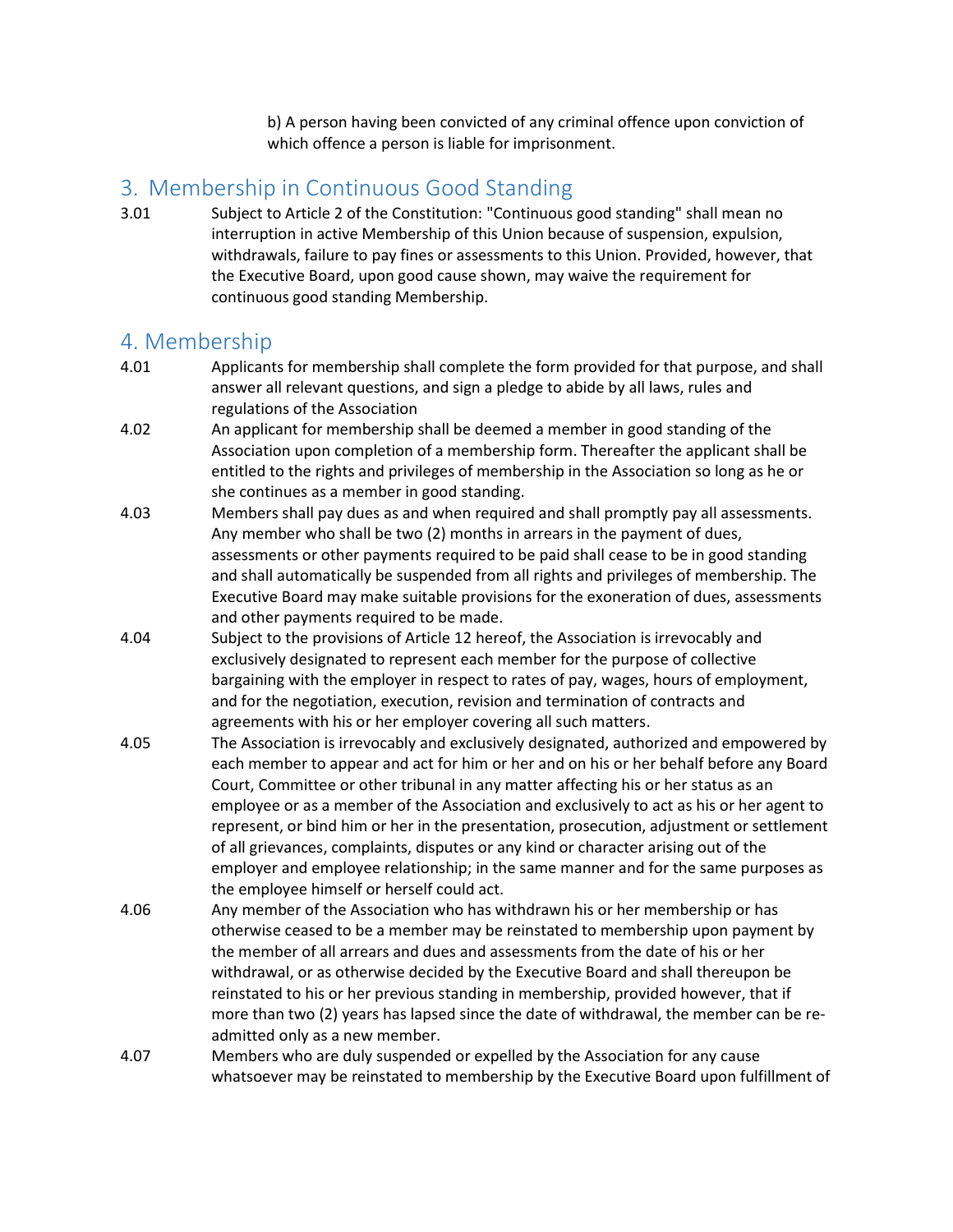b) A person having been convicted of any criminal offence upon conviction of which offence a person is liable for imprisonment.

## 3. Membership in Continuous Good Standing

3.01 Subject to Article 2 of the Constitution: "Continuous good standing" shall mean no interruption in active Membership of this Union because of suspension, expulsion, withdrawals, failure to pay fines or assessments to this Union. Provided, however, that the Executive Board, upon good cause shown, may waive the requirement for continuous good standing Membership.

## 4. Membership

4.01 Applicants for membership shall complete the form provided for that purpose, and shall answer all relevant questions, and sign a pledge to abide by all laws, rules and regulations of the Association

4.02 An applicant for membership shall be deemed a member in good standing of the Association upon completion of a membership form. Thereafter the applicant shall be entitled to the rights and privileges of membership in the Association so long as he or she continues as a member in good standing.

4.03 Members shall pay dues as and when required and shall promptly pay all assessments. Any member who shall be two (2) months in arrears in the payment of dues, assessments or other payments required to be paid shall cease to be in good standing and shall automatically be suspended from all rights and privileges of membership. The Executive Board may make suitable provisions for the exoneration of dues, assessments and other payments required to be made.

4.04 Subject to the provisions of Article 12 hereof, the Association is irrevocably and exclusively designated to represent each member for the purpose of collective bargaining with the employer in respect to rates of pay, wages, hours of employment, and for the negotiation, execution, revision and termination of contracts and agreements with his or her employer covering all such matters.

4.05 The Association is irrevocably and exclusively designated, authorized and empowered by each member to appear and act for him or her and on his or her behalf before any Board Court, Committee or other tribunal in any matter affecting his or her status as an employee or as a member of the Association and exclusively to act as his or her agent to represent, or bind him or her in the presentation, prosecution, adjustment or settlement of all grievances, complaints, disputes or any kind or character arising out of the employer and employee relationship; in the same manner and for the same purposes as the employee himself or herself could act.

4.06 Any member of the Association who has withdrawn his or her membership or has otherwise ceased to be a member may be reinstated to membership upon payment by the member of all arrears and dues and assessments from the date of his or her withdrawal, or as otherwise decided by the Executive Board and shall thereupon be reinstated to his or her previous standing in membership, provided however, that if more than two (2) years has lapsed since the date of withdrawal, the member can be re-admitted only as a new member.

4.07 Members who are duly suspended or expelled by the Association for any cause whatsoever may be reinstated to membership by the Executive Board upon fulfillment of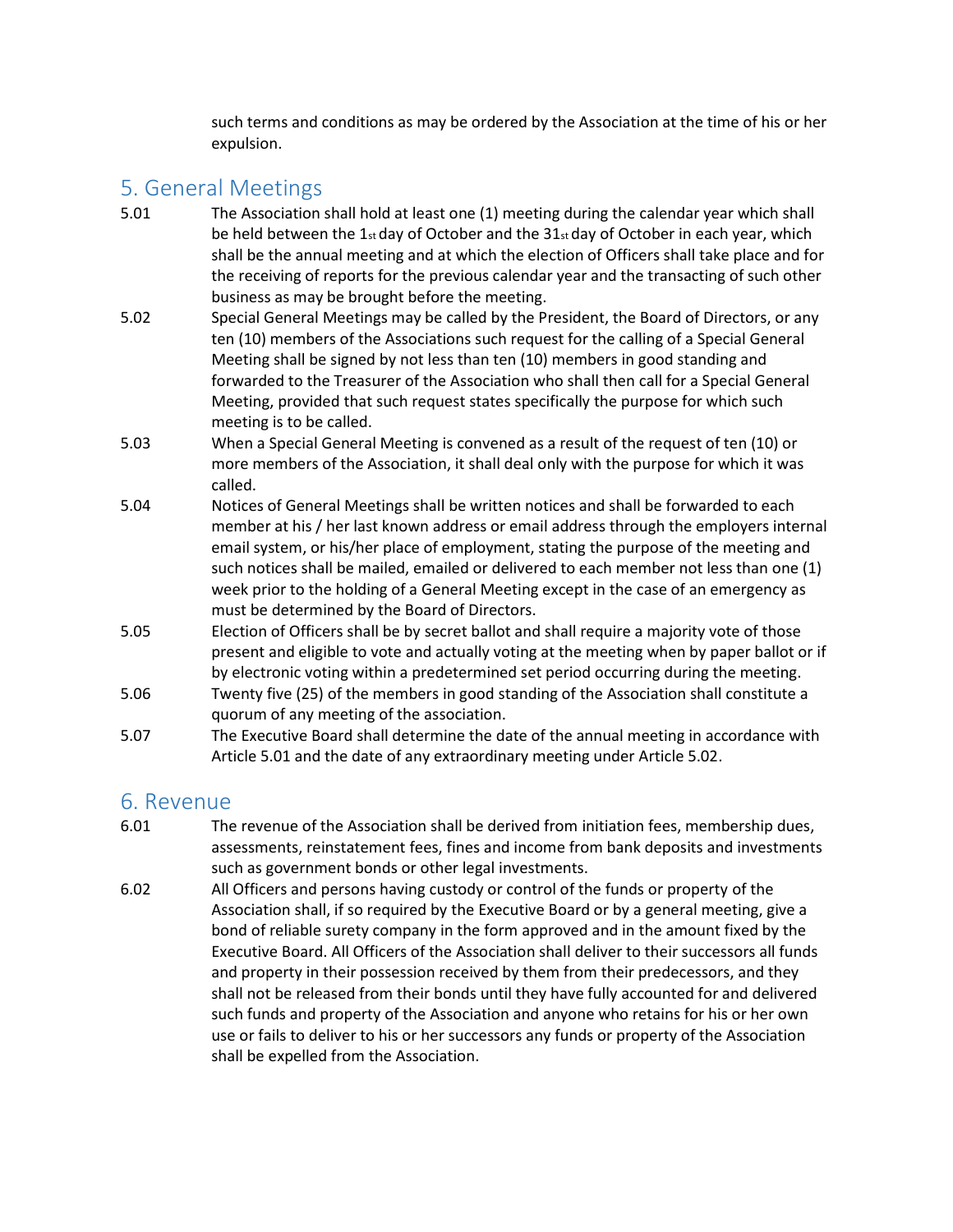such terms and conditions as may be ordered by the Association at the time of his or her expulsion.

## 5. General Meetings

5.01 The Association shall hold at least one (1) meeting during the calendar year which shall be held between the 1st day of October and the 31st day of October in each year, which shall be the annual meeting and at which the election of Officers shall take place and for the receiving of reports for the previous calendar year and the transacting of such other business as may be brought before the meeting.

5.02 Special General Meetings may be called by the President, the Board of Directors, or any ten (10) members of the Associations such request for the calling of a Special General Meeting shall be signed by not less than ten (10) members in good standing and forwarded to the Treasurer of the Association who shall then call for a Special General Meeting, provided that such request states specifically the purpose for which such meeting is to be called.

5.03 When a Special General Meeting is convened as a result of the request of ten (10) or more members of the Association, it shall deal only with the purpose for which it was called.

5.04 Notices of General Meetings shall be written notices and shall be forwarded to each member at his / her last known address or email address through the employers internal email system, or his/her place of employment, stating the purpose of the meeting and such notices shall be mailed, emailed or delivered to each member not less than one (1) week prior to the holding of a General Meeting except in the case of an emergency as must be determined by the Board of Directors.

5.05 Election of Officers shall be by secret ballot and shall require a majority vote of those present and eligible to vote and actually voting at the meeting when by paper ballot or if by electronic voting within a predetermined set period occurring during the meeting.

5.06 Twenty five (25) of the members in good standing of the Association shall constitute a quorum of any meeting of the association.

5.07 The Executive Board shall determine the date of the annual meeting in accordance with Article 5.01 and the date of any extraordinary meeting under Article 5.02.

## 6. Revenue

6.01 The revenue of the Association shall be derived from initiation fees, membership dues, assessments, reinstatement fees, fines and income from bank deposits and investments such as government bonds or other legal investments.

6.02 All Officers and persons having custody or control of the funds or property of the Association shall, if so required by the Executive Board or by a general meeting, give a bond of reliable surety company in the form approved and in the amount fixed by the Executive Board. All Officers of the Association shall deliver to their successors all funds and property in their possession received by them from their predecessors, and they shall not be released from their bonds until they have fully accounted for and delivered such funds and property of the Association and anyone who retains for his or her own use or fails to deliver to his or her successors any funds or property of the Association shall be expelled from the Association.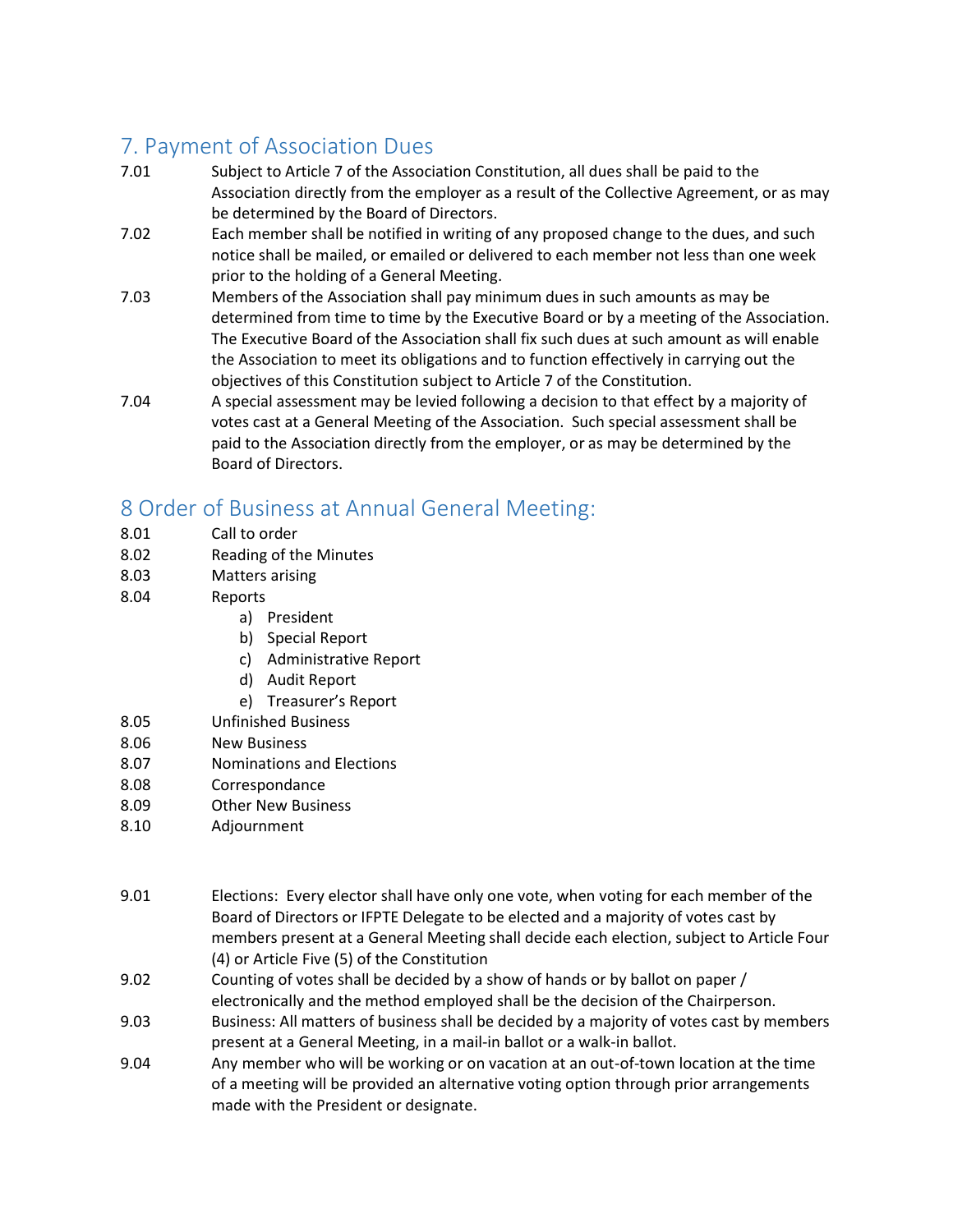## 7. Payment of Association Dues

7.01 Subject to Article 7 of the Association Constitution, all dues shall be paid to the Association directly from the employer as a result of the Collective Agreement, or as may be determined by the Board of Directors.

7.02 Each member shall be notified in writing of any proposed change to the dues, and such notice shall be mailed, or emailed or delivered to each member not less than one week prior to the holding of a General Meeting.

7.03 Members of the Association shall pay minimum dues in such amounts as may be determined from time to time by the Executive Board or by a meeting of the Association. The Executive Board of the Association shall fix such dues at such amount as will enable the Association to meet its obligations and to function effectively in carrying out the objectives of this Constitution subject to Article 7 of the Constitution.

7.04 A special assessment may be levied following a decision to that effect by a majority of votes cast at a General Meeting of the Association. Such special assessment shall be paid to the Association directly from the employer, or as may be determined by the Board of Directors.

## 8 Order of Business at Annual General Meeting:

8.01 Call to order

8.02 Reading of the Minutes

8.03 Matters arising

8.04 Reports

a) President
b) Special Report
c) Administrative Report
d) Audit Report
e) Treasurer's Report

8.05 Unfinished Business

8.06 New Business

8.07 Nominations and Elections

8.08 Correspondance

8.09 Other New Business

8.10 Adjournment

9.01 Elections: Every elector shall have only one vote, when voting for each member of the Board of Directors or IFPTE Delegate to be elected and a majority of votes cast by members present at a General Meeting shall decide each election, subject to Article Four (4) or Article Five (5) of the Constitution

9.02 Counting of votes shall be decided by a show of hands or by ballot on paper / electronically and the method employed shall be the decision of the Chairperson.

9.03 Business: All matters of business shall be decided by a majority of votes cast by members present at a General Meeting, in a mail-in ballot or a walk-in ballot.

9.04 Any member who will be working or on vacation at an out-of-town location at the time of a meeting will be provided an alternative voting option through prior arrangements made with the President or designate.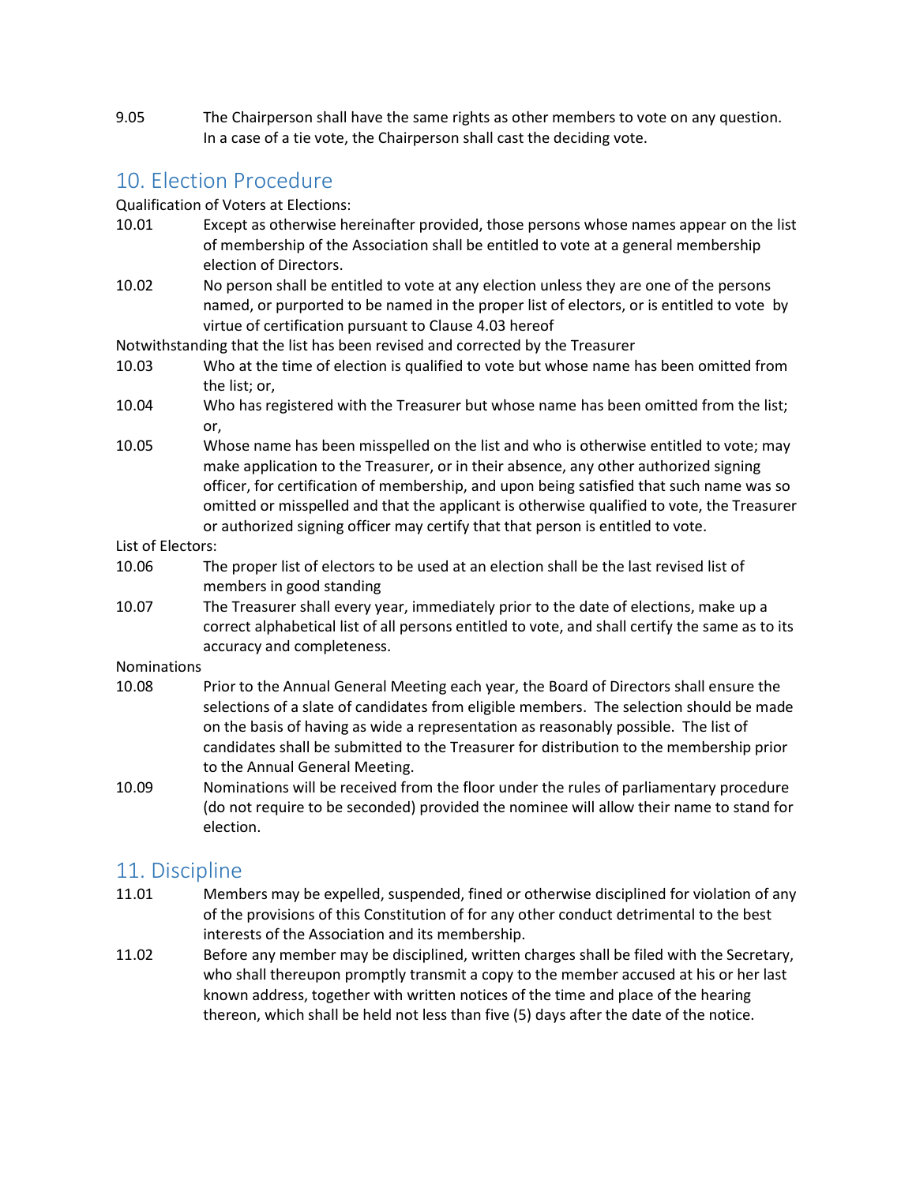9.05 The Chairperson shall have the same rights as other members to vote on any question. In a case of a tie vote, the Chairperson shall cast the deciding vote.

## 10. Election Procedure

Qualification of Voters at Elections:

10.01 Except as otherwise hereinafter provided, those persons whose names appear on the list of membership of the Association shall be entitled to vote at a general membership election of Directors.

10.02 No person shall be entitled to vote at any election unless they are one of the persons named, or purported to be named in the proper list of electors, or is entitled to vote by virtue of certification pursuant to Clause 4.03 hereof

Notwithstanding that the list has been revised and corrected by the Treasurer

10.03 Who at the time of election is qualified to vote but whose name has been omitted from the list; or,

10.04 Who has registered with the Treasurer but whose name has been omitted from the list; or,

10.05 Whose name has been misspelled on the list and who is otherwise entitled to vote; may make application to the Treasurer, or in their absence, any other authorized signing officer, for certification of membership, and upon being satisfied that such name was so omitted or misspelled and that the applicant is otherwise qualified to vote, the Treasurer or authorized signing officer may certify that that person is entitled to vote.

List of Electors:

10.06 The proper list of electors to be used at an election shall be the last revised list of members in good standing

10.07 The Treasurer shall every year, immediately prior to the date of elections, make up a correct alphabetical list of all persons entitled to vote, and shall certify the same as to its accuracy and completeness.

Nominations

10.08 Prior to the Annual General Meeting each year, the Board of Directors shall ensure the selections of a slate of candidates from eligible members. The selection should be made on the basis of having as wide a representation as reasonably possible. The list of candidates shall be submitted to the Treasurer for distribution to the membership prior to the Annual General Meeting.

10.09 Nominations will be received from the floor under the rules of parliamentary procedure (do not require to be seconded) provided the nominee will allow their name to stand for election.

## 11. Discipline

11.01 Members may be expelled, suspended, fined or otherwise disciplined for violation of any of the provisions of this Constitution of for any other conduct detrimental to the best interests of the Association and its membership.

11.02 Before any member may be disciplined, written charges shall be filed with the Secretary, who shall thereupon promptly transmit a copy to the member accused at his or her last known address, together with written notices of the time and place of the hearing thereon, which shall be held not less than five (5) days after the date of the notice.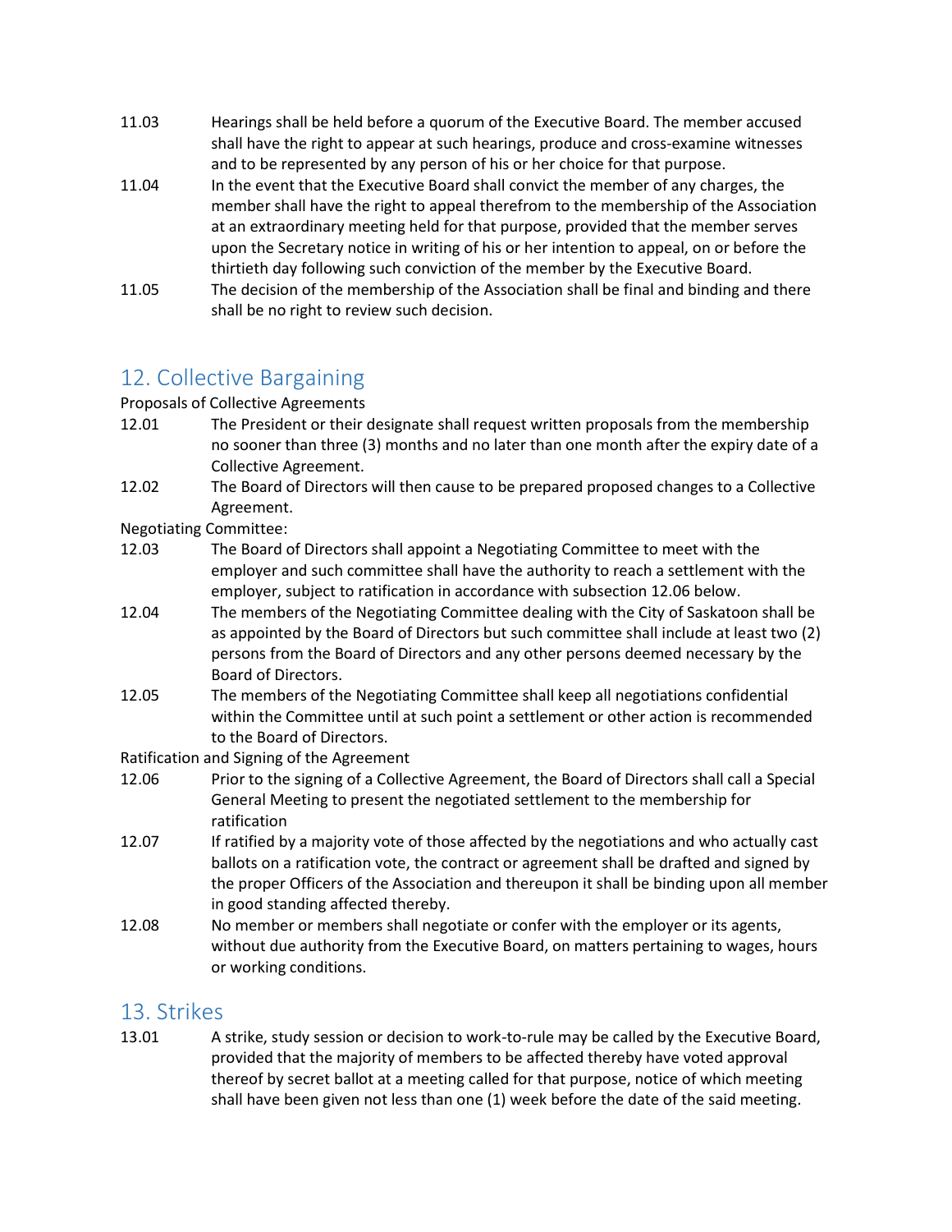11.03 Hearings shall be held before a quorum of the Executive Board. The member accused shall have the right to appear at such hearings, produce and cross-examine witnesses and to be represented by any person of his or her choice for that purpose.

11.04 In the event that the Executive Board shall convict the member of any charges, the member shall have the right to appeal therefrom to the membership of the Association at an extraordinary meeting held for that purpose, provided that the member serves upon the Secretary notice in writing of his or her intention to appeal, on or before the thirtieth day following such conviction of the member by the Executive Board.

11.05 The decision of the membership of the Association shall be final and binding and there shall be no right to review such decision.

## 12. Collective Bargaining

Proposals of Collective Agreements

12.01 The President or their designate shall request written proposals from the membership no sooner than three (3) months and no later than one month after the expiry date of a Collective Agreement.

12.02 The Board of Directors will then cause to be prepared proposed changes to a Collective Agreement.

Negotiating Committee:

12.03 The Board of Directors shall appoint a Negotiating Committee to meet with the employer and such committee shall have the authority to reach a settlement with the employer, subject to ratification in accordance with subsection 12.06 below.

12.04 The members of the Negotiating Committee dealing with the City of Saskatoon shall be as appointed by the Board of Directors but such committee shall include at least two (2) persons from the Board of Directors and any other persons deemed necessary by the Board of Directors.

12.05 The members of the Negotiating Committee shall keep all negotiations confidential within the Committee until at such point a settlement or other action is recommended to the Board of Directors.

Ratification and Signing of the Agreement

12.06 Prior to the signing of a Collective Agreement, the Board of Directors shall call a Special General Meeting to present the negotiated settlement to the membership for ratification

12.07 If ratified by a majority vote of those affected by the negotiations and who actually cast ballots on a ratification vote, the contract or agreement shall be drafted and signed by the proper Officers of the Association and thereupon it shall be binding upon all member in good standing affected thereby.

12.08 No member or members shall negotiate or confer with the employer or its agents, without due authority from the Executive Board, on matters pertaining to wages, hours or working conditions.

## 13. Strikes

13.01 A strike, study session or decision to work-to-rule may be called by the Executive Board, provided that the majority of members to be affected thereby have voted approval thereof by secret ballot at a meeting called for that purpose, notice of which meeting shall have been given not less than one (1) week before the date of the said meeting.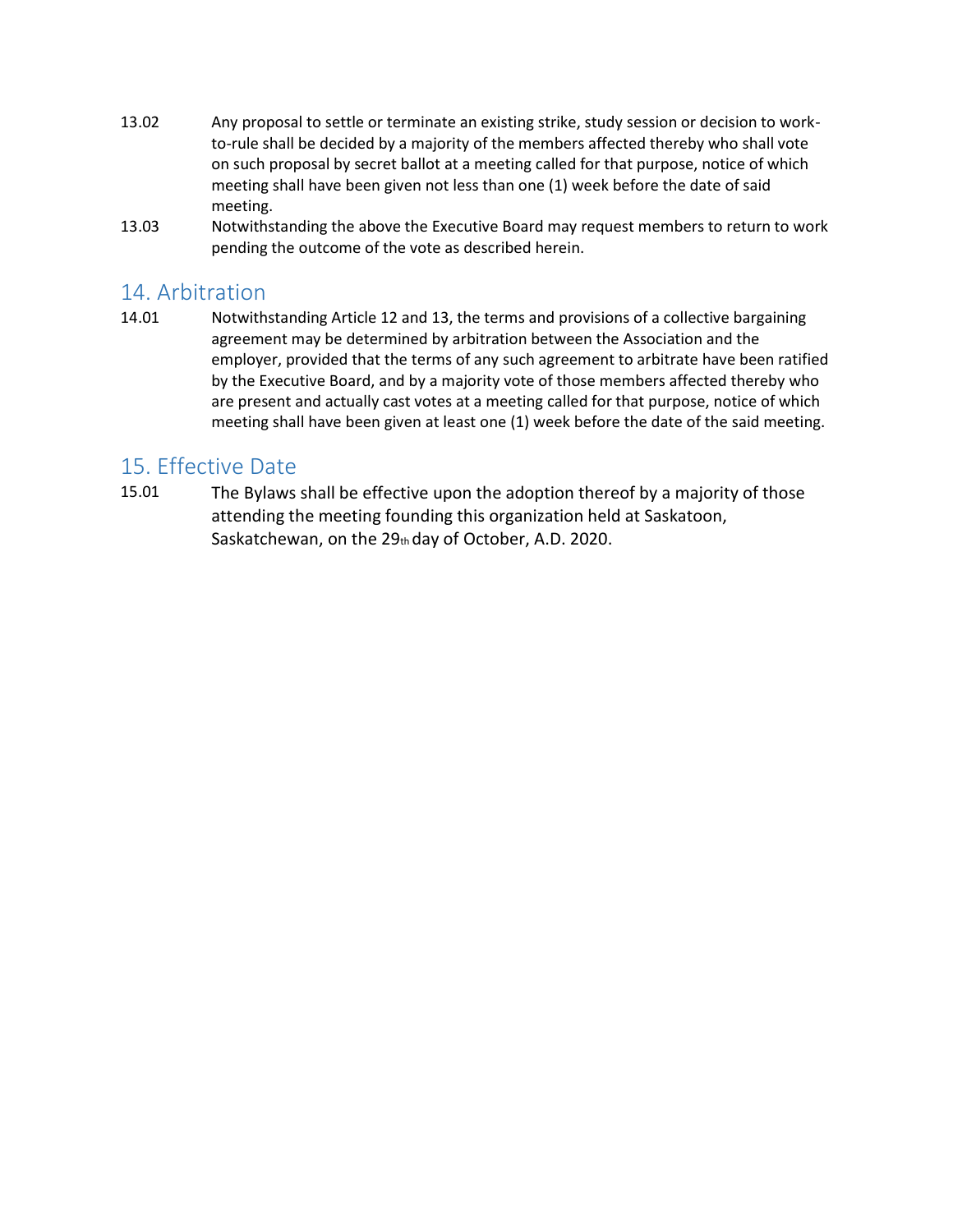13.02 Any proposal to settle or terminate an existing strike, study session or decision to work-to-rule shall be decided by a majority of the members affected thereby who shall vote on such proposal by secret ballot at a meeting called for that purpose, notice of which meeting shall have been given not less than one (1) week before the date of said meeting.

13.03 Notwithstanding the above the Executive Board may request members to return to work pending the outcome of the vote as described herein.

## 14. Arbitration

14.01 Notwithstanding Article 12 and 13, the terms and provisions of a collective bargaining agreement may be determined by arbitration between the Association and the employer, provided that the terms of any such agreement to arbitrate have been ratified by the Executive Board, and by a majority vote of those members affected thereby who are present and actually cast votes at a meeting called for that purpose, notice of which meeting shall have been given at least one (1) week before the date of the said meeting.

## 15. Effective Date

15.01 The Bylaws shall be effective upon the adoption thereof by a majority of those attending the meeting founding this organization held at Saskatoon, Saskatchewan, on the 29th day of October, A.D. 2020.